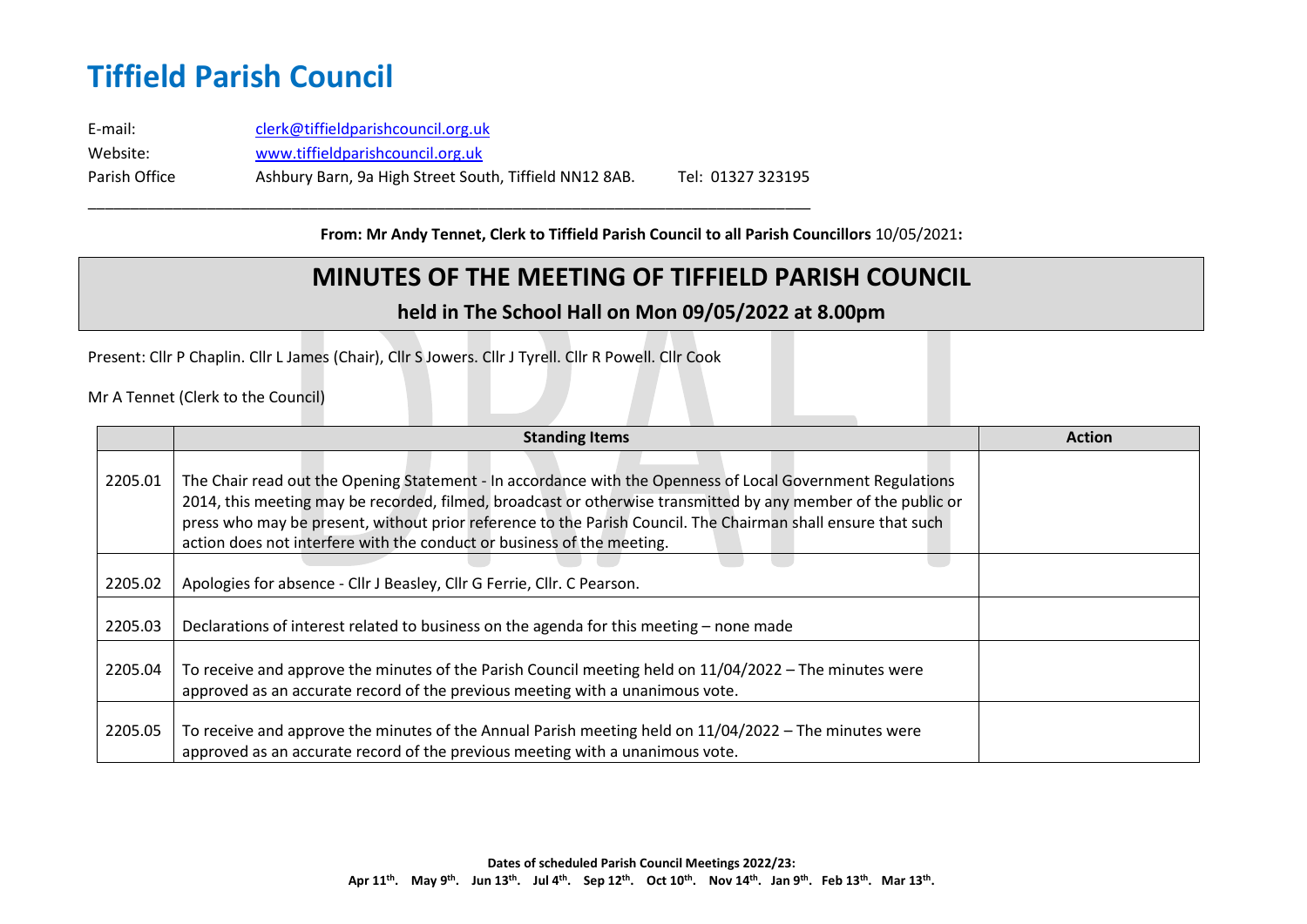# Tiffield Parish Council

E-mail: clerk@tiffieldparishcouncil.org.uk
Website: www.tiffieldparishcouncil.org.uk
Parish Office Ashbury Barn, 9a High Street South, Tiffield NN12 8AB. Tel: 01327 323195

**From: Mr Andy Tennet, Clerk to Tiffield Parish Council to all Parish Councillors** 10/05/2021**:**

## MINUTES OF THE MEETING OF TIFFIELD PARISH COUNCIL

### held in The School Hall on Mon 09/05/2022 at 8.00pm

Present: Cllr P Chaplin. Cllr L James (Chair), Cllr S Jowers. Cllr J Tyrell. Cllr R Powell. Cllr Cook

Mr A Tennet (Clerk to the Council)

| | Standing Items | Action |
|---|---|---|
| 2205.01 | The Chair read out the Opening Statement - In accordance with the Openness of Local Government Regulations 2014, this meeting may be recorded, filmed, broadcast or otherwise transmitted by any member of the public or press who may be present, without prior reference to the Parish Council. The Chairman shall ensure that such action does not interfere with the conduct or business of the meeting. | |
| 2205.02 | Apologies for absence - Cllr J Beasley, Cllr G Ferrie, Cllr. C Pearson. | |
| 2205.03 | Declarations of interest related to business on the agenda for this meeting – none made | |
| 2205.04 | To receive and approve the minutes of the Parish Council meeting held on 11/04/2022 – The minutes were approved as an accurate record of the previous meeting with a unanimous vote. | |
| 2205.05 | To receive and approve the minutes of the Annual Parish meeting held on 11/04/2022 – The minutes were approved as an accurate record of the previous meeting with a unanimous vote. | |

**Dates of scheduled Parish Council Meetings 2022/23:**
**Apr 11th. May 9th. Jun 13th. Jul 4th. Sep 12th. Oct 10th. Nov 14th. Jan 9th. Feb 13th. Mar 13th.**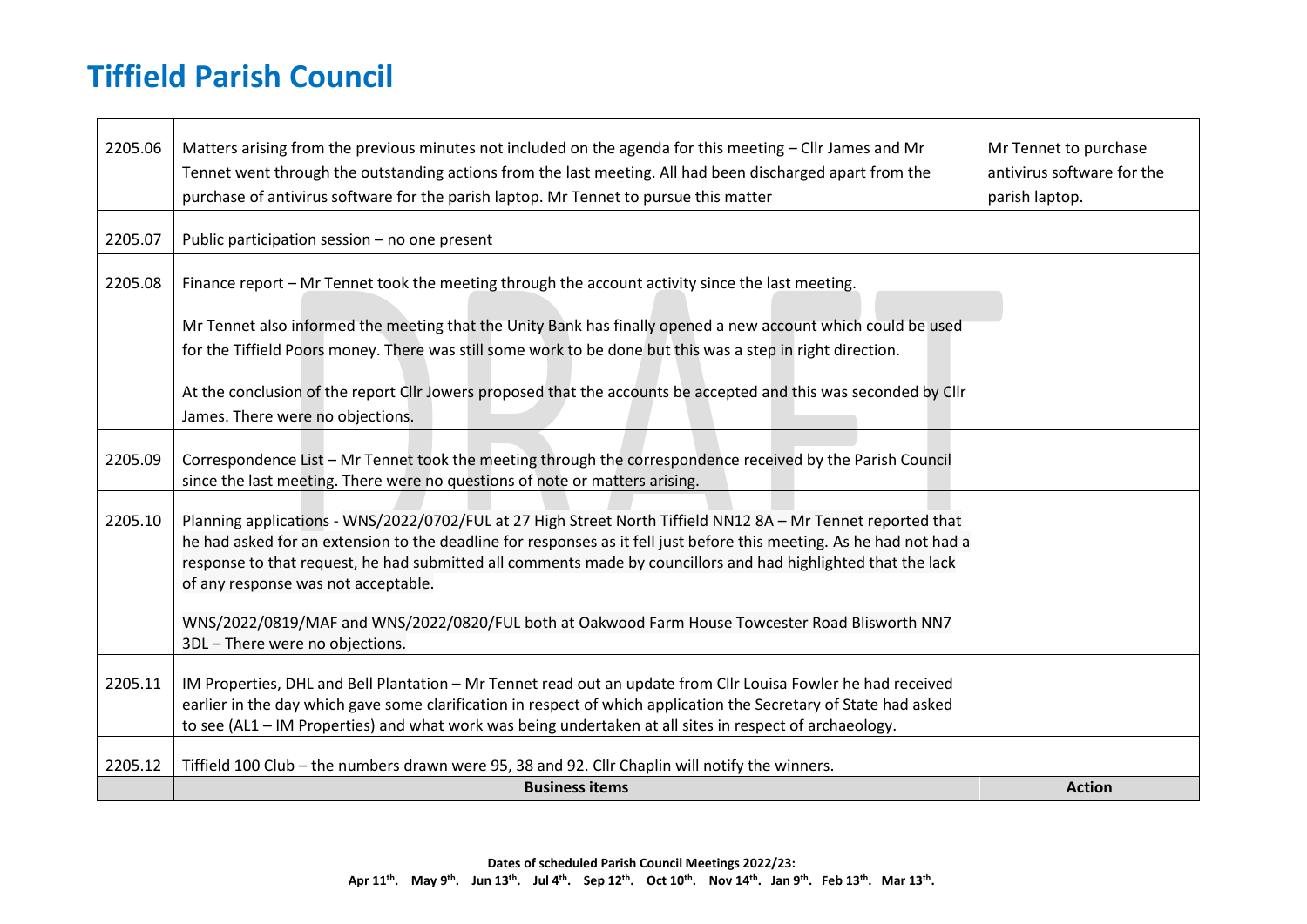# Tiffield Parish Council

| | | |
|---|---|---|
| 2205.06 | Matters arising from the previous minutes not included on the agenda for this meeting – Cllr James and Mr Tennet went through the outstanding actions from the last meeting. All had been discharged apart from the purchase of antivirus software for the parish laptop. Mr Tennet to pursue this matter | Mr Tennet to purchase antivirus software for the parish laptop. |
| 2205.07 | Public participation session – no one present | |
| 2205.08 | Finance report – Mr Tennet took the meeting through the account activity since the last meeting.<br><br>Mr Tennet also informed the meeting that the Unity Bank has finally opened a new account which could be used for the Tiffield Poors money. There was still some work to be done but this was a step in right direction.<br><br>At the conclusion of the report Cllr Jowers proposed that the accounts be accepted and this was seconded by Cllr James. There were no objections. | |
| 2205.09 | Correspondence List – Mr Tennet took the meeting through the correspondence received by the Parish Council since the last meeting. There were no questions of note or matters arising. | |
| 2205.10 | Planning applications - WNS/2022/0702/FUL at 27 High Street North Tiffield NN12 8A – Mr Tennet reported that he had asked for an extension to the deadline for responses as it fell just before this meeting. As he had not had a response to that request, he had submitted all comments made by councillors and had highlighted that the lack of any response was not acceptable.<br><br>WNS/2022/0819/MAF and WNS/2022/0820/FUL both at Oakwood Farm House Towcester Road Blisworth NN7 3DL – There were no objections. | |
| 2205.11 | IM Properties, DHL and Bell Plantation – Mr Tennet read out an update from Cllr Louisa Fowler he had received earlier in the day which gave some clarification in respect of which application the Secretary of State had asked to see (AL1 – IM Properties) and what work was being undertaken at all sites in respect of archaeology. | |
| 2205.12 | Tiffield 100 Club – the numbers drawn were 95, 38 and 92. Cllr Chaplin will notify the winners. | |
| | **Business items** | **Action** |

**Dates of scheduled Parish Council Meetings 2022/23:**
**Apr 11th. May 9th. Jun 13th. Jul 4th. Sep 12th. Oct 10th. Nov 14th. Jan 9th. Feb 13th. Mar 13th.**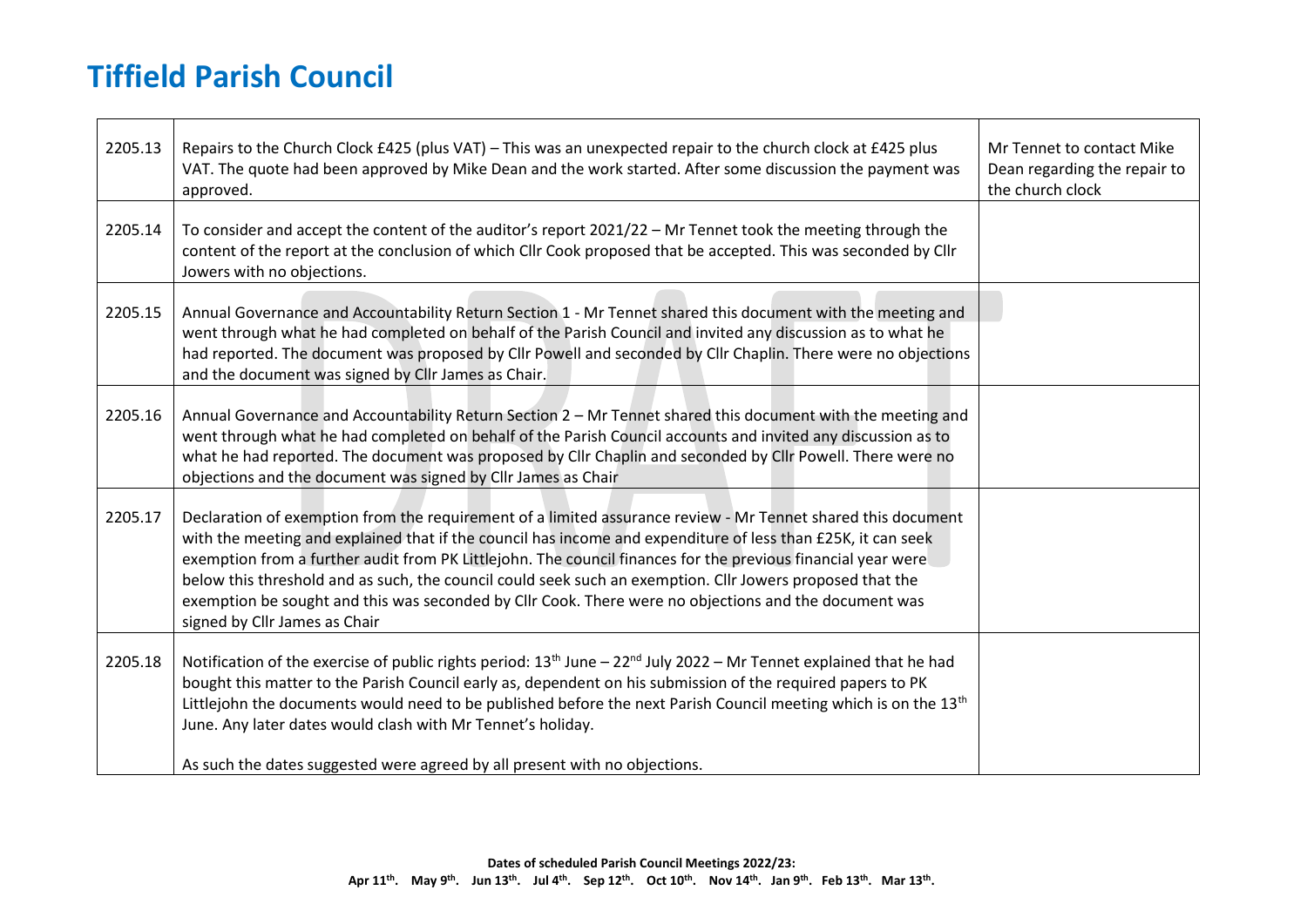# Tiffield Parish Council

| | | |
|---|---|---|
| 2205.13 | Repairs to the Church Clock £425 (plus VAT) – This was an unexpected repair to the church clock at £425 plus VAT. The quote had been approved by Mike Dean and the work started. After some discussion the payment was approved. | Mr Tennet to contact Mike Dean regarding the repair to the church clock |
| 2205.14 | To consider and accept the content of the auditor's report 2021/22 – Mr Tennet took the meeting through the content of the report at the conclusion of which Cllr Cook proposed that be accepted. This was seconded by Cllr Jowers with no objections. | |
| 2205.15 | Annual Governance and Accountability Return Section 1 - Mr Tennet shared this document with the meeting and went through what he had completed on behalf of the Parish Council and invited any discussion as to what he had reported. The document was proposed by Cllr Powell and seconded by Cllr Chaplin. There were no objections and the document was signed by Cllr James as Chair. | |
| 2205.16 | Annual Governance and Accountability Return Section 2 – Mr Tennet shared this document with the meeting and went through what he had completed on behalf of the Parish Council accounts and invited any discussion as to what he had reported. The document was proposed by Cllr Chaplin and seconded by Cllr Powell. There were no objections and the document was signed by Cllr James as Chair | |
| 2205.17 | Declaration of exemption from the requirement of a limited assurance review - Mr Tennet shared this document with the meeting and explained that if the council has income and expenditure of less than £25K, it can seek exemption from a further audit from PK Littlejohn. The council finances for the previous financial year were below this threshold and as such, the council could seek such an exemption. Cllr Jowers proposed that the exemption be sought and this was seconded by Cllr Cook. There were no objections and the document was signed by Cllr James as Chair | |
| 2205.18 | Notification of the exercise of public rights period: 13th June – 22nd July 2022 – Mr Tennet explained that he had bought this matter to the Parish Council early as, dependent on his submission of the required papers to PK Littlejohn the documents would need to be published before the next Parish Council meeting which is on the 13th June. Any later dates would clash with Mr Tennet's holiday.<br><br>As such the dates suggested were agreed by all present with no objections. | |

**Dates of scheduled Parish Council Meetings 2022/23:**
**Apr 11th. May 9th. Jun 13th. Jul 4th. Sep 12th. Oct 10th. Nov 14th. Jan 9th. Feb 13th. Mar 13th.**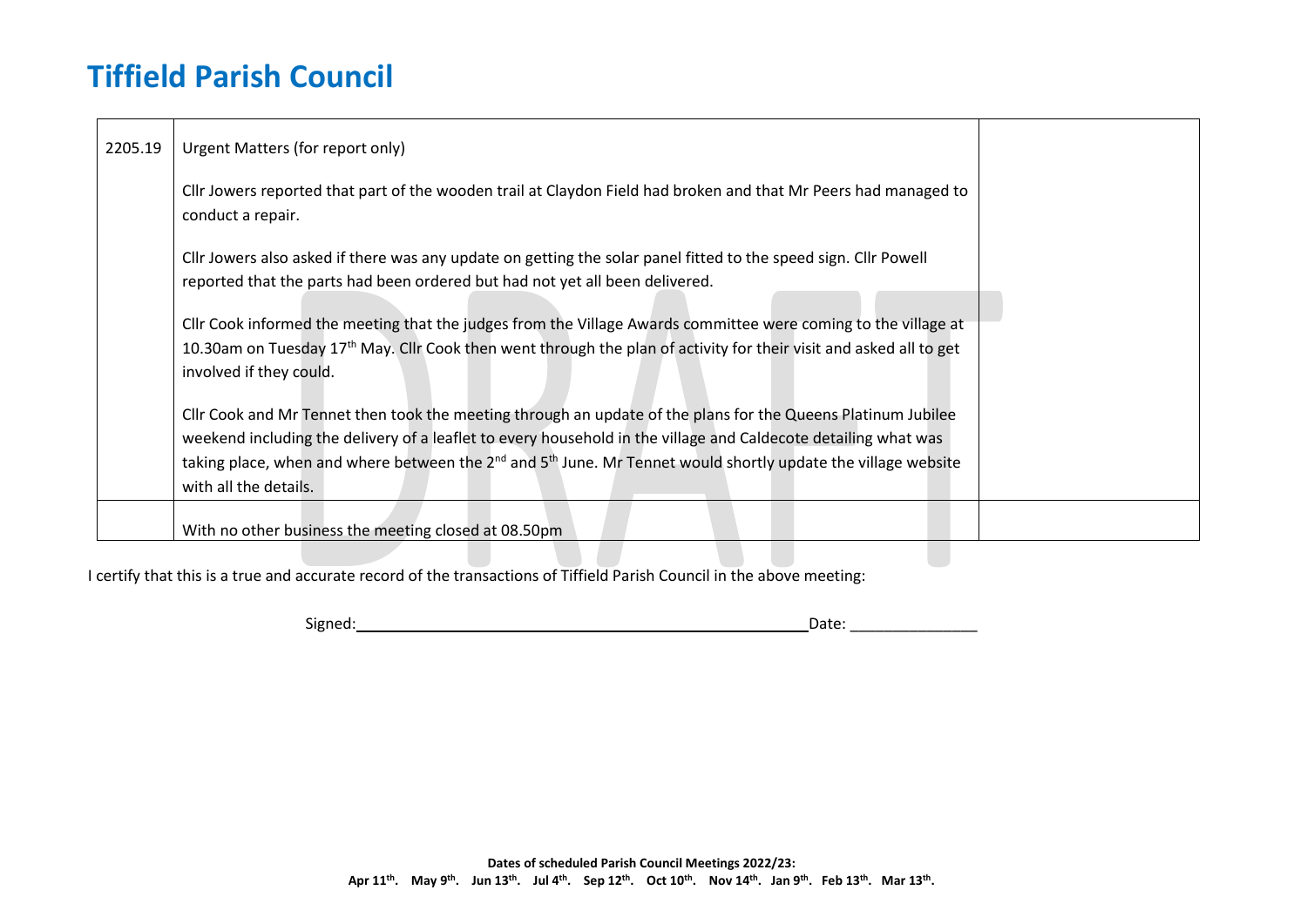# Tiffield Parish Council

| | | |
|---|---|---|
| 2205.19 | Urgent Matters (for report only)<br><br>Cllr Jowers reported that part of the wooden trail at Claydon Field had broken and that Mr Peers had managed to conduct a repair.<br><br>Cllr Jowers also asked if there was any update on getting the solar panel fitted to the speed sign. Cllr Powell reported that the parts had been ordered but had not yet all been delivered.<br><br>Cllr Cook informed the meeting that the judges from the Village Awards committee were coming to the village at 10.30am on Tuesday 17th May. Cllr Cook then went through the plan of activity for their visit and asked all to get involved if they could.<br><br>Cllr Cook and Mr Tennet then took the meeting through an update of the plans for the Queens Platinum Jubilee weekend including the delivery of a leaflet to every household in the village and Caldecote detailing what was taking place, when and where between the 2nd and 5th June. Mr Tennet would shortly update the village website with all the details. | |
| | With no other business the meeting closed at 08.50pm | |

I certify that this is a true and accurate record of the transactions of Tiffield Parish Council in the above meeting:

Signed: \_\_\_\_\_\_\_\_\_\_\_\_\_\_\_\_\_\_\_\_\_\_\_\_\_\_\_\_\_\_\_\_\_\_\_\_\_\_\_\_ Date: \_\_\_\_\_\_\_\_\_\_\_\_\_\_\_

**Dates of scheduled Parish Council Meetings 2022/23:**
**Apr 11th. May 9th. Jun 13th. Jul 4th. Sep 12th. Oct 10th. Nov 14th. Jan 9th. Feb 13th. Mar 13th.**